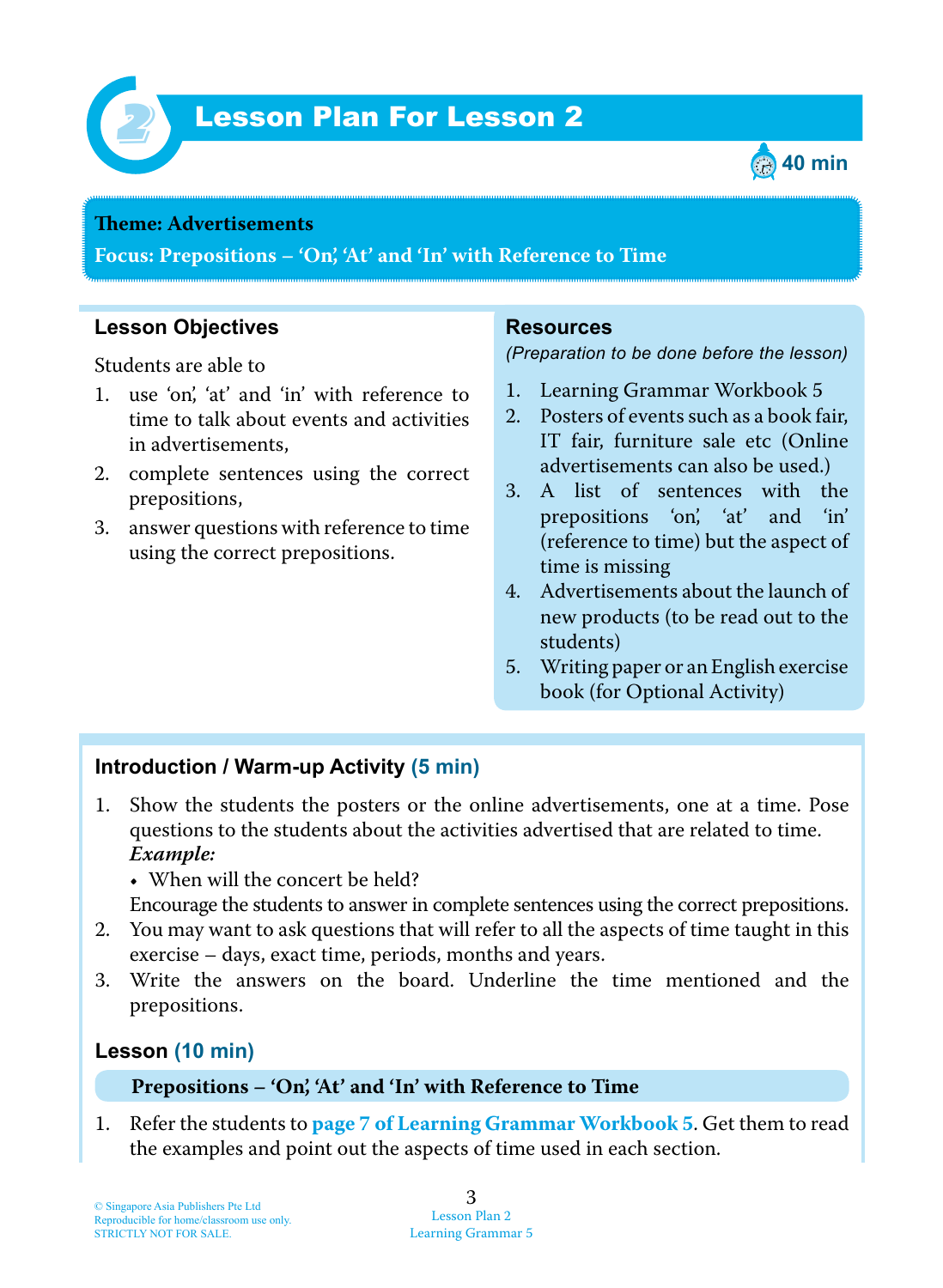# 2 Lesson Plan For Lesson 2

40 min

**Theme: Advertisements**

**Focus: Prepositions – 'On', 'At' and 'In' with Reference to Time**

## Lesson Objectives

Students are able to

1. use 'on', 'at' and 'in' with reference to time to talk about events and activities in advertisements,
2. complete sentences using the correct prepositions,
3. answer questions with reference to time using the correct prepositions.

## Resources

*(Preparation to be done before the lesson)*

1. Learning Grammar Workbook 5
2. Posters of events such as a book fair, IT fair, furniture sale etc (Online advertisements can also be used.)
3. A list of sentences with the prepositions 'on', 'at' and 'in' (reference to time) but the aspect of time is missing
4. Advertisements about the launch of new products (to be read out to the students)
5. Writing paper or an English exercise book (for Optional Activity)

## Introduction / Warm-up Activity (5 min)

1. Show the students the posters or the online advertisements, one at a time. Pose questions to the students about the activities advertised that are related to time.
   ***Example:***
   - When will the concert be held?

   Encourage the students to answer in complete sentences using the correct prepositions.
2. You may want to ask questions that will refer to all the aspects of time taught in this exercise – days, exact time, periods, months and years.
3. Write the answers on the board. Underline the time mentioned and the prepositions.

## Lesson (10 min)

**Prepositions – 'On', 'At' and 'In' with Reference to Time**

1. Refer the students to **page 7 of Learning Grammar Workbook 5**. Get them to read the examples and point out the aspects of time used in each section.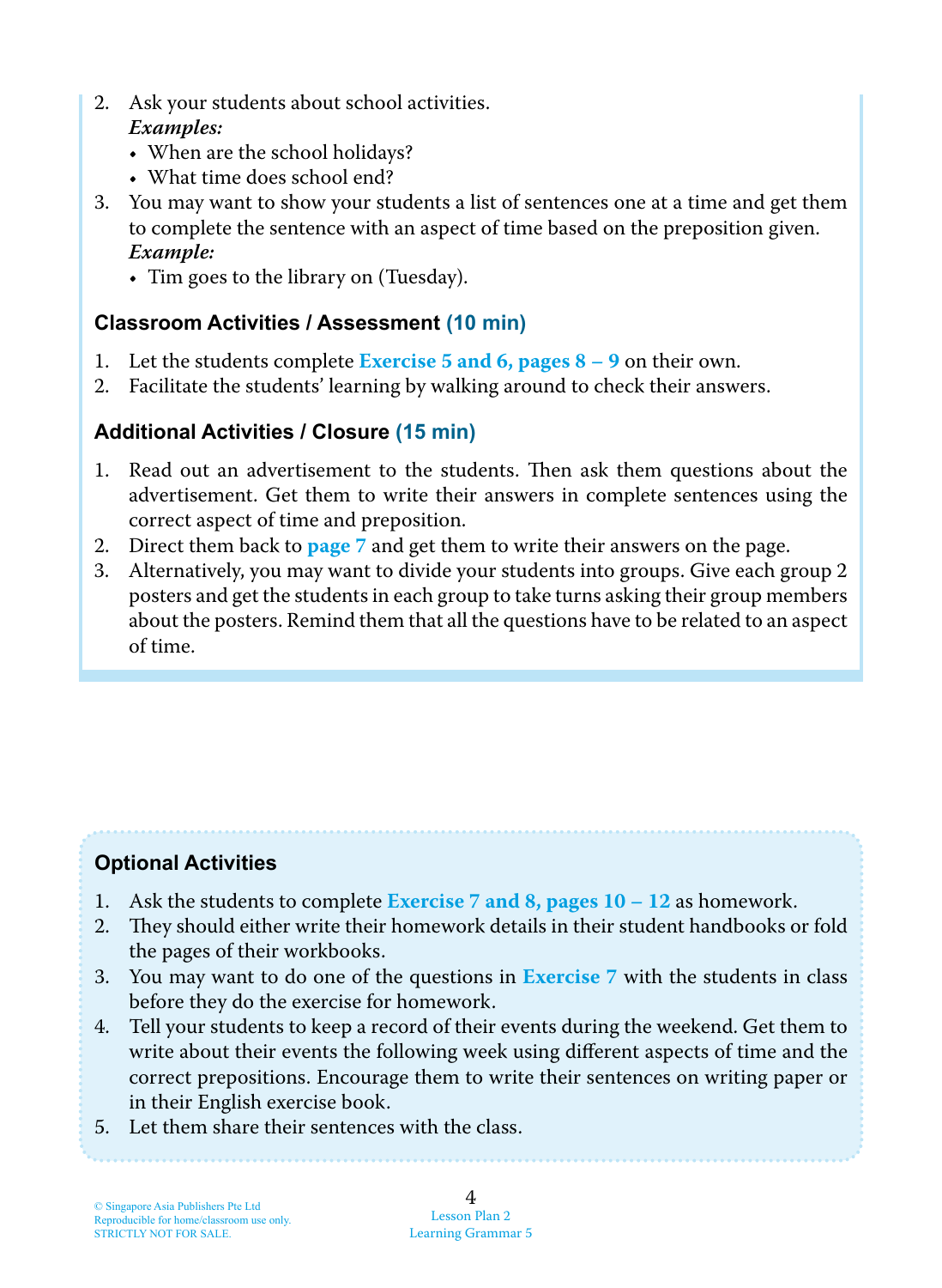2. Ask your students about school activities.
   ***Examples:***
   - When are the school holidays?
   - What time does school end?
3. You may want to show your students a list of sentences one at a time and get them to complete the sentence with an aspect of time based on the preposition given.
   ***Example:***
   - Tim goes to the library on (Tuesday).

### Classroom Activities / Assessment (10 min)

1. Let the students complete **Exercise 5 and 6, pages 8 – 9** on their own.
2. Facilitate the students' learning by walking around to check their answers.

### Additional Activities / Closure (15 min)

1. Read out an advertisement to the students. Then ask them questions about the advertisement. Get them to write their answers in complete sentences using the correct aspect of time and preposition.
2. Direct them back to **page 7** and get them to write their answers on the page.
3. Alternatively, you may want to divide your students into groups. Give each group 2 posters and get the students in each group to take turns asking their group members about the posters. Remind them that all the questions have to be related to an aspect of time.

### Optional Activities

1. Ask the students to complete **Exercise 7 and 8, pages 10 – 12** as homework.
2. They should either write their homework details in their student handbooks or fold the pages of their workbooks.
3. You may want to do one of the questions in **Exercise 7** with the students in class before they do the exercise for homework.
4. Tell your students to keep a record of their events during the weekend. Get them to write about their events the following week using different aspects of time and the correct prepositions. Encourage them to write their sentences on writing paper or in their English exercise book.
5. Let them share their sentences with the class.